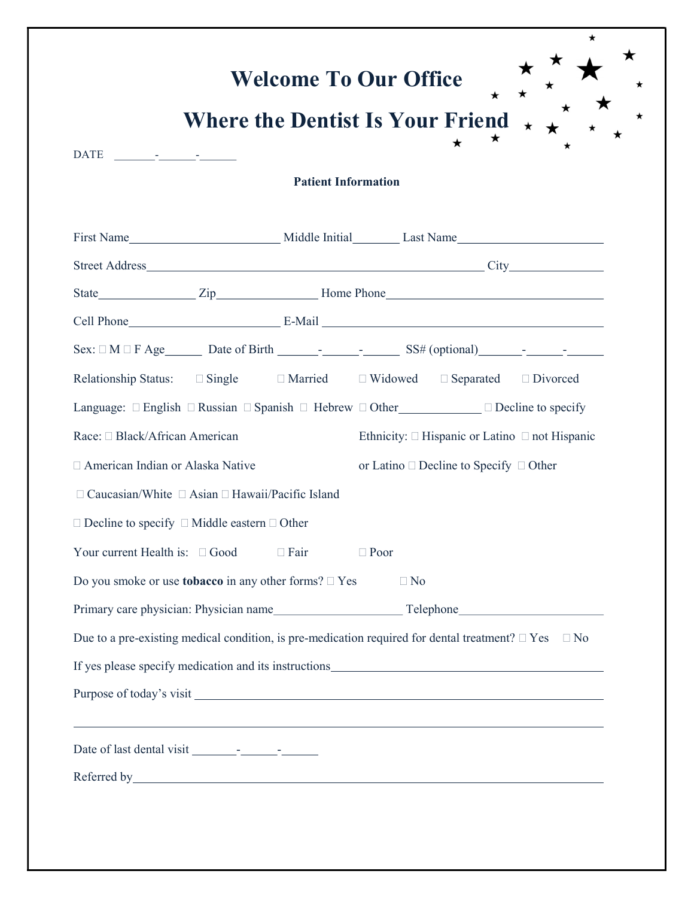# Welcome To Our Office

# Where the Dentist Is Your Friend

DATE _______-______-______

**Patient Information**

First Name________________________ Middle Initial_______ Last Name_______________________

Street Address______________________________________________________ City_______________

State_______________ Zip________________ Home Phone___________________________________

Cell Phone________________________ E-Mail _____________________________________________

Sex: ☐ M ☐ F Age______ Date of Birth _______-______-______ SS# (optional)_______-______-______

Relationship Status: ☐ Single ☐ Married ☐ Widowed ☐ Separated ☐ Divorced

Language: ☐ English ☐ Russian ☐ Spanish ☐ Hebrew ☐ Other_____________ ☐ Decline to specify

Race: ☐ Black/African American ☐ American Indian or Alaska Native ☐ Caucasian/White ☐ Asian ☐ Hawaii/Pacific Island ☐ Decline to specify ☐ Middle eastern ☐ Other

Ethnicity: ☐ Hispanic or Latino ☐ not Hispanic or Latino ☐ Decline to Specify ☐ Other

Your current Health is: ☐ Good ☐ Fair ☐ Poor

Do you smoke or use **tobacco** in any other forms? ☐ Yes ☐ No

Primary care physician: Physician name____________________ Telephone_______________________

Due to a pre-existing medical condition, is pre-medication required for dental treatment? ☐ Yes ☐ No

If yes please specify medication and its instructions___________________________________________

Purpose of today's visit ________________________________________________________________

_____________________________________________________________________________________

Date of last dental visit _______-______-______

Referred by__________________________________________________________________________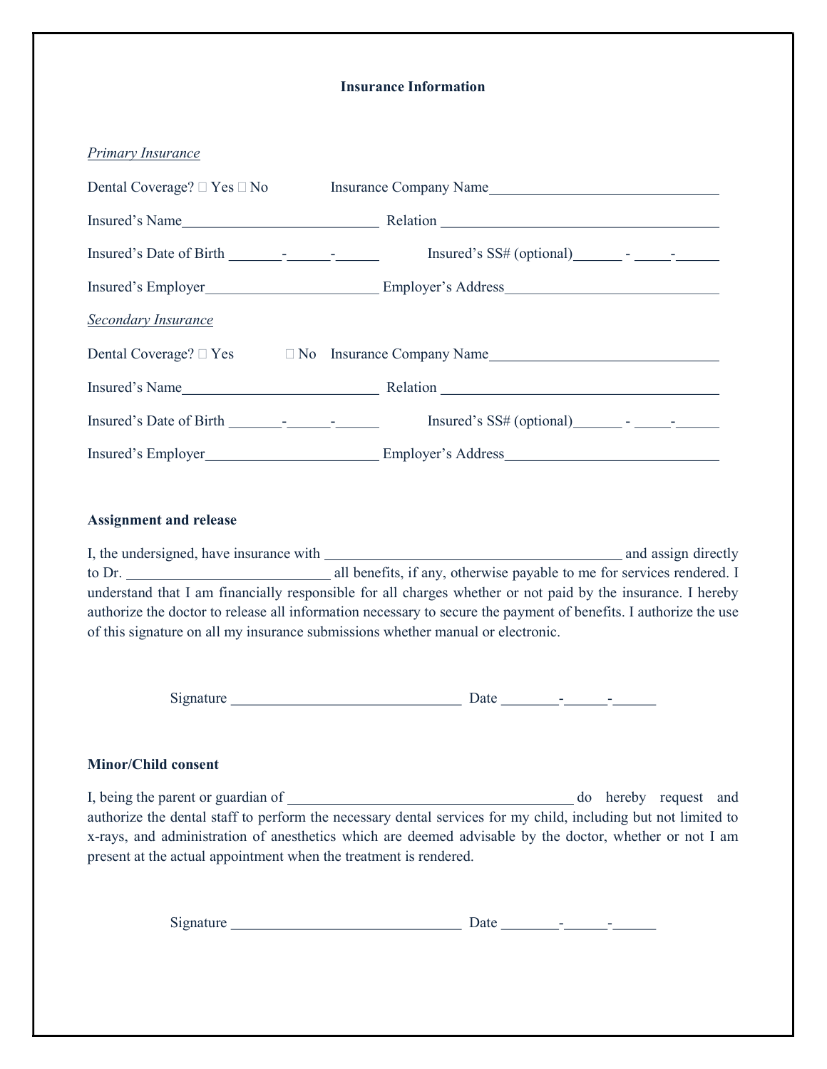## Insurance Information

*Primary Insurance*

Dental Coverage? ☐ Yes ☐ No Insurance Company Name________________________________

Insured's Name___________________________ Relation ______________________________________

Insured's Date of Birth _______-______-______ Insured's SS# (optional)______ - _____-______

Insured's Employer_______________________ Employer's Address_____________________________

*Secondary Insurance*

Dental Coverage? ☐ Yes ☐ No Insurance Company Name________________________________

Insured's Name___________________________ Relation ______________________________________

Insured's Date of Birth _______-______-______ Insured's SS# (optional)______ - _____-______

Insured's Employer_______________________ Employer's Address_____________________________

**Assignment and release**

I, the undersigned, have insurance with ________________________________________ and assign directly to Dr. ___________________________ all benefits, if any, otherwise payable to me for services rendered. I understand that I am financially responsible for all charges whether or not paid by the insurance. I hereby authorize the doctor to release all information necessary to secure the payment of benefits. I authorize the use of this signature on all my insurance submissions whether manual or electronic.

Signature _______________________________ Date _______-______-______

**Minor/Child consent**

I, being the parent or guardian of _______________________________________ do hereby request and authorize the dental staff to perform the necessary dental services for my child, including but not limited to x-rays, and administration of anesthetics which are deemed advisable by the doctor, whether or not I am present at the actual appointment when the treatment is rendered.

Signature _______________________________ Date _______-______-______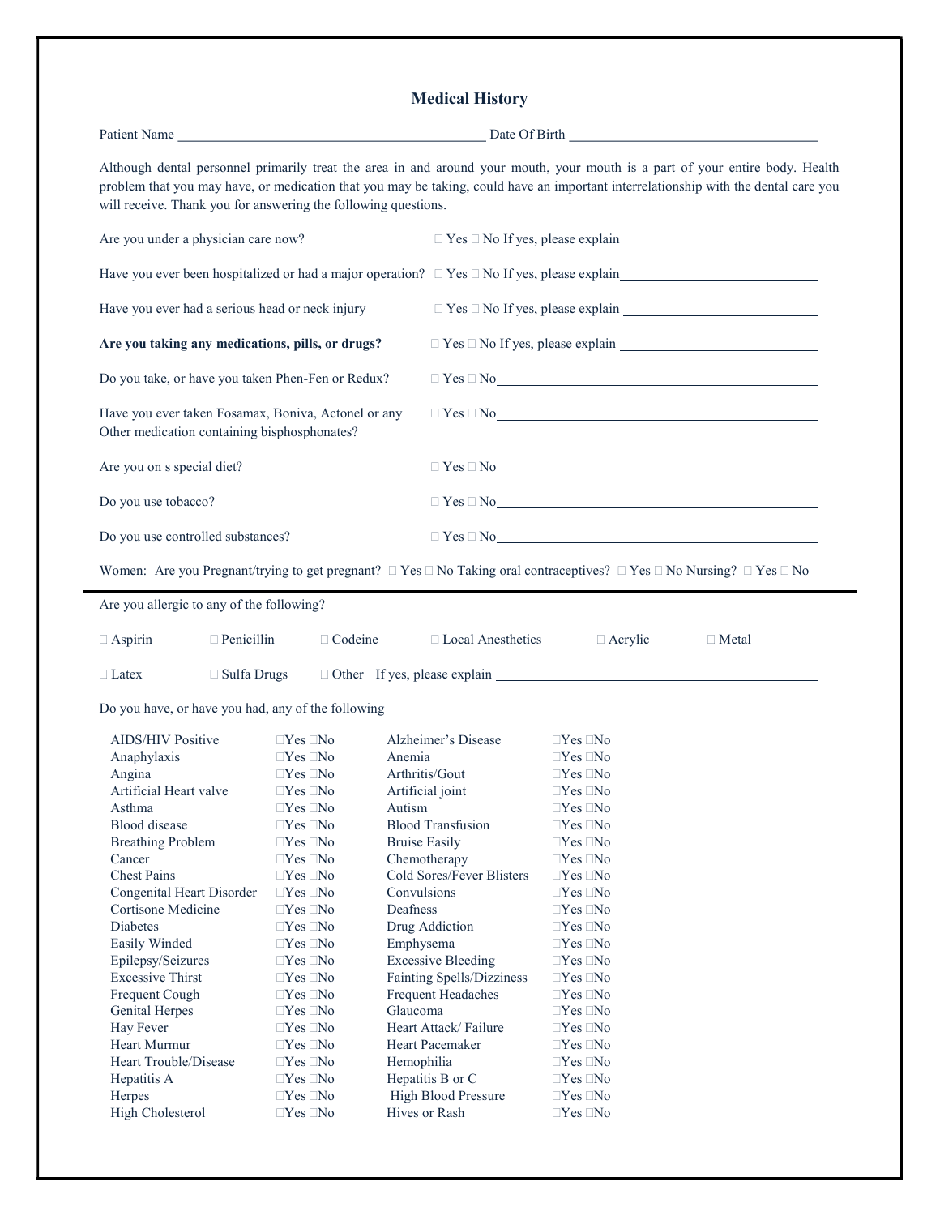# Medical History

Patient Name ______________________________ Date Of Birth ______________________________

Although dental personnel primarily treat the area in and around your mouth, your mouth is a part of your entire body. Health problem that you may have, or medication that you may be taking, could have an important interrelationship with the dental care you will receive. Thank you for answering the following questions.

Are you under a physician care now? ☐ Yes ☐ No If yes, please explain______________________

Have you ever been hospitalized or had a major operation? ☐ Yes ☐ No If yes, please explain______________________

Have you ever had a serious head or neck injury ☐ Yes ☐ No If yes, please explain ______________________

**Are you taking any medications, pills, or drugs?** ☐ Yes ☐ No If yes, please explain ______________________

Do you take, or have you taken Phen-Fen or Redux? ☐ Yes ☐ No______________________

Have you ever taken Fosamax, Boniva, Actonel or any Other medication containing bisphosphonates? ☐ Yes ☐ No______________________

Are you on s special diet? ☐ Yes ☐ No______________________

Do you use tobacco? ☐ Yes ☐ No______________________

Do you use controlled substances? ☐ Yes ☐ No______________________

Women: Are you Pregnant/trying to get pregnant? ☐ Yes ☐ No Taking oral contraceptives? ☐ Yes ☐ No Nursing? ☐ Yes ☐ No

---

Are you allergic to any of the following?

☐ Aspirin ☐ Penicillin ☐ Codeine ☐ Local Anesthetics ☐ Acrylic ☐ Metal

☐ Latex ☐ Sulfa Drugs ☐ Other If yes, please explain ______________________

Do you have, or have you had, any of the following

| | | | |
|---|---|---|---|
| AIDS/HIV Positive | ☐Yes ☐No | Alzheimer's Disease | ☐Yes ☐No |
| Anaphylaxis | ☐Yes ☐No | Anemia | ☐Yes ☐No |
| Angina | ☐Yes ☐No | Arthritis/Gout | ☐Yes ☐No |
| Artificial Heart valve | ☐Yes ☐No | Artificial joint | ☐Yes ☐No |
| Asthma | ☐Yes ☐No | Autism | ☐Yes ☐No |
| Blood disease | ☐Yes ☐No | Blood Transfusion | ☐Yes ☐No |
| Breathing Problem | ☐Yes ☐No | Bruise Easily | ☐Yes ☐No |
| Cancer | ☐Yes ☐No | Chemotherapy | ☐Yes ☐No |
| Chest Pains | ☐Yes ☐No | Cold Sores/Fever Blisters | ☐Yes ☐No |
| Cortigenital Heart Disorder | ☐Yes ☐No | Convulsions | ☐Yes ☐No |
| Cortisone Medicine | ☐Yes ☐No | Deafness | ☐Yes ☐No |
| Diabetes | ☐Yes ☐No | Drug Addiction | ☐Yes ☐No |
| Easily Winded | ☐Yes ☐No | Emphysema | ☐Yes ☐No |
| Epilepsy/Seizures | ☐Yes ☐No | Excessive Bleeding | ☐Yes ☐No |
| Excessive Thirst | ☐Yes ☐No | Fainting Spells/Dizziness | ☐Yes ☐No |
| Frequent Cough | ☐Yes ☐No | Frequent Headaches | ☐Yes ☐No |
| Genital Herpes | ☐Yes ☐No | Glaucoma | ☐Yes ☐No |
| Hay Fever | ☐Yes ☐No | Heart Attack/ Failure | ☐Yes ☐No |
| Heart Murmur | ☐Yes ☐No | Heart Pacemaker | ☐Yes ☐No |
| Heart Trouble/Disease | ☐Yes ☐No | Hemophilia | ☐Yes ☐No |
| Hepatitis A | ☐Yes ☐No | Hepatitis B or C | ☐Yes ☐No |
| Herpes | ☐Yes ☐No | High Blood Pressure | ☐Yes ☐No |
| High Cholesterol | ☐Yes ☐No | Hives or Rash | ☐Yes ☐No |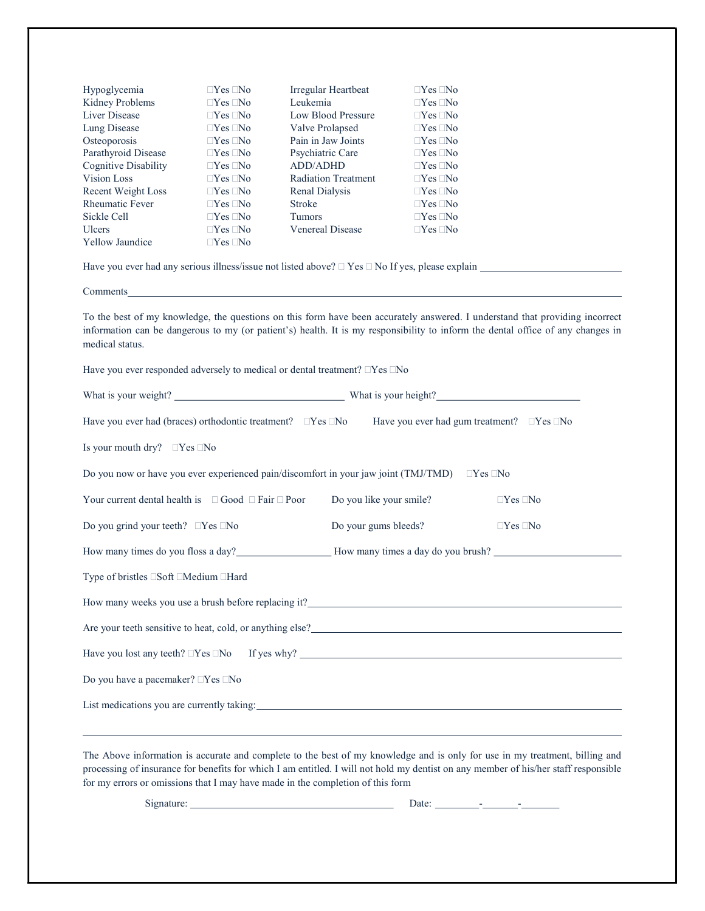| | | | |
|---|---|---|---|
| Hypoglycemia | □Yes □No | Irregular Heartbeat | □Yes □No |
| Kidney Problems | □Yes □No | Leukemia | □Yes □No |
| Liver Disease | □Yes □No | Low Blood Pressure | □Yes □No |
| Lung Disease | □Yes □No | Valve Prolapsed | □Yes □No |
| Osteoporosis | □Yes □No | Pain in Jaw Joints | □Yes □No |
| Parathyroid Disease | □Yes □No | Psychiatric Care | □Yes □No |
| Cognitive Disability | □Yes □No | ADD/ADHD | □Yes □No |
| Vision Loss | □Yes □No | Radiation Treatment | □Yes □No |
| Recent Weight Loss | □Yes □No | Renal Dialysis | □Yes □No |
| Rheumatic Fever | □Yes □No | Stroke | □Yes □No |
| Sickle Cell | □Yes □No | Tumors | □Yes □No |
| Ulcers | □Yes □No | Venereal Disease | □Yes □No |
| Yellow Jaundice | □Yes □No | | |

Have you ever had any serious illness/issue not listed above? □ Yes □ No If yes, please explain ____________________________

Comments____________________________________________________________________________________________

To the best of my knowledge, the questions on this form have been accurately answered. I understand that providing incorrect information can be dangerous to my (or patient's) health. It is my responsibility to inform the dental office of any changes in medical status.

Have you ever responded adversely to medical or dental treatment? □Yes □No

What is your weight? ________________________________ What is your height?____________________________

Have you ever had (braces) orthodontic treatment? □Yes □No Have you ever had gum treatment? □Yes □No

Is your mouth dry? □Yes □No

Do you now or have you ever experienced pain/discomfort in your jaw joint (TMJ/TMD) □Yes □No

Your current dental health is □ Good □ Fair □ Poor Do you like your smile? □Yes □No

Do you grind your teeth? □Yes □No Do your gums bleeds? □Yes □No

How many times do you floss a day?__________________ How many times a day do you brush? ________________________

Type of bristles □Soft □Medium □Hard

How many weeks you use a brush before replacing it?______________________________________________________________

Are your teeth sensitive to heat, cold, or anything else?____________________________________________________________

Have you lost any teeth? □Yes □No If yes why? ________________________________________________________________

Do you have a pacemaker? □Yes □No

List medications you are currently taking:______________________________________________________________________

____________________________________________________________________________________________________

The Above information is accurate and complete to the best of my knowledge and is only for use in my treatment, billing and processing of insurance for benefits for which I am entitled. I will not hold my dentist on any member of his/her staff responsible for my errors or omissions that I may have made in the completion of this form

Signature: _______________________________________ Date: ________-_______-_______